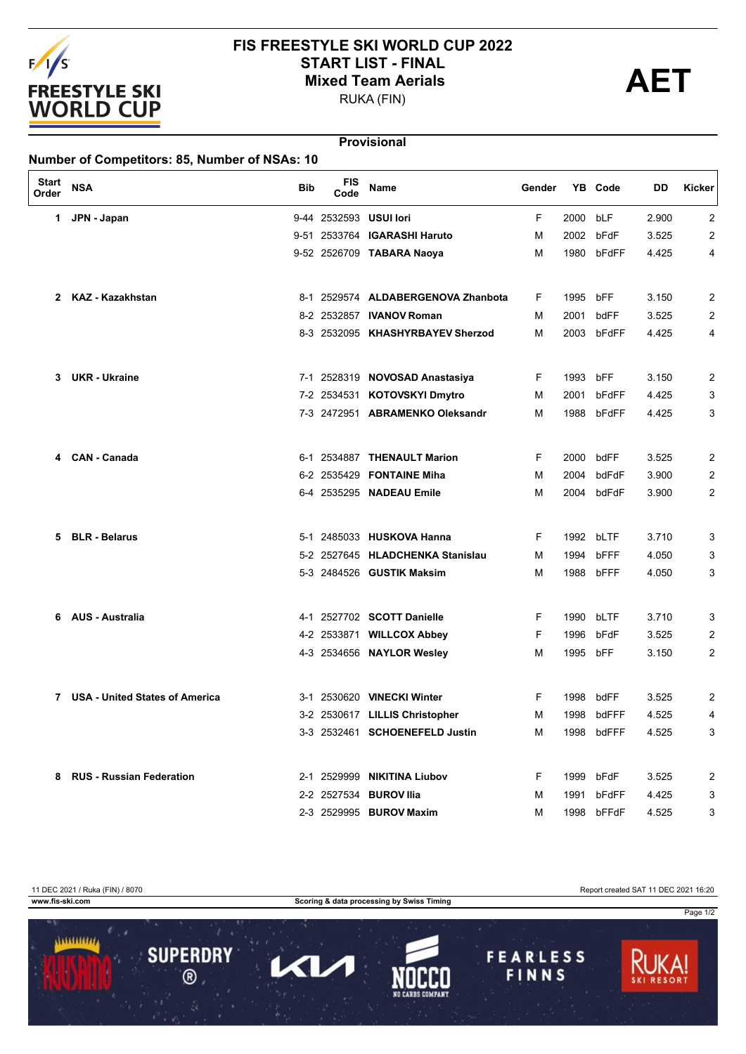# FIS FREESTYLE SKI WORLD CUP 2022

## START LIST - FINAL

## Mixed Team Aerials

RUKA (FIN)

**AET**

**Provisional**

**Number of Competitors: 85, Number of NSAs: 10**

| Start Order | NSA | Bib | FIS Code | Name | Gender | YB | Code | DD | Kicker |
|---|---|---|---|---|---|---|---|---|---|
| 1 | JPN - Japan | 9-44 | 2532593 | **USUI Iori** | F | 2000 | bLF | 2.900 | 2 |
| | | 9-51 | 2533764 | **IGARASHI Haruto** | M | 2002 | bFdF | 3.525 | 2 |
| | | 9-52 | 2526709 | **TABARA Naoya** | M | 1980 | bFdFF | 4.425 | 4 |
| 2 | KAZ - Kazakhstan | 8-1 | 2529574 | **ALDABERGENOVA Zhanbota** | F | 1995 | bFF | 3.150 | 2 |
| | | 8-2 | 2532857 | **IVANOV Roman** | M | 2001 | bdFF | 3.525 | 2 |
| | | 8-3 | 2532095 | **KHASHYRBAYEV Sherzod** | M | 2003 | bFdFF | 4.425 | 4 |
| 3 | UKR - Ukraine | 7-1 | 2528319 | **NOVOSAD Anastasiya** | F | 1993 | bFF | 3.150 | 2 |
| | | 7-2 | 2534531 | **KOTOVSKYI Dmytro** | M | 2001 | bFdFF | 4.425 | 3 |
| | | 7-3 | 2472951 | **ABRAMENKO Oleksandr** | M | 1988 | bFdFF | 4.425 | 3 |
| 4 | CAN - Canada | 6-1 | 2534887 | **THENAULT Marion** | F | 2000 | bdFF | 3.525 | 2 |
| | | 6-2 | 2535429 | **FONTAINE Miha** | M | 2004 | bdFdF | 3.900 | 2 |
| | | 6-4 | 2535295 | **NADEAU Emile** | M | 2004 | bdFdF | 3.900 | 2 |
| 5 | BLR - Belarus | 5-1 | 2485033 | **HUSKOVA Hanna** | F | 1992 | bLTF | 3.710 | 3 |
| | | 5-2 | 2527645 | **HLADCHENKA Stanislau** | M | 1994 | bFFF | 4.050 | 3 |
| | | 5-3 | 2484526 | **GUSTIK Maksim** | M | 1988 | bFFF | 4.050 | 3 |
| 6 | AUS - Australia | 4-1 | 2527702 | **SCOTT Danielle** | F | 1990 | bLTF | 3.710 | 3 |
| | | 4-2 | 2533871 | **WILLCOX Abbey** | F | 1996 | bFdF | 3.525 | 2 |
| | | 4-3 | 2534656 | **NAYLOR Wesley** | M | 1995 | bFF | 3.150 | 2 |
| 7 | USA - United States of America | 3-1 | 2530620 | **VINECKI Winter** | F | 1998 | bdFF | 3.525 | 2 |
| | | 3-2 | 2530617 | **LILLIS Christopher** | M | 1998 | bdFFF | 4.525 | 4 |
| | | 3-3 | 2532461 | **SCHOENEFELD Justin** | M | 1998 | bdFFF | 4.525 | 3 |
| 8 | RUS - Russian Federation | 2-1 | 2529999 | **NIKITINA Liubov** | F | 1999 | bFdF | 3.525 | 2 |
| | | 2-2 | 2527534 | **BUROV Ilia** | M | 1991 | bFdFF | 4.425 | 3 |
| | | 2-3 | 2529995 | **BUROV Maxim** | M | 1998 | bFFdF | 4.525 | 3 |

11 DEC 2021 / Ruka (FIN) / 8070 — Report created SAT 11 DEC 2021 16:20

www.fis-ski.com — Scoring & data processing by Swiss Timing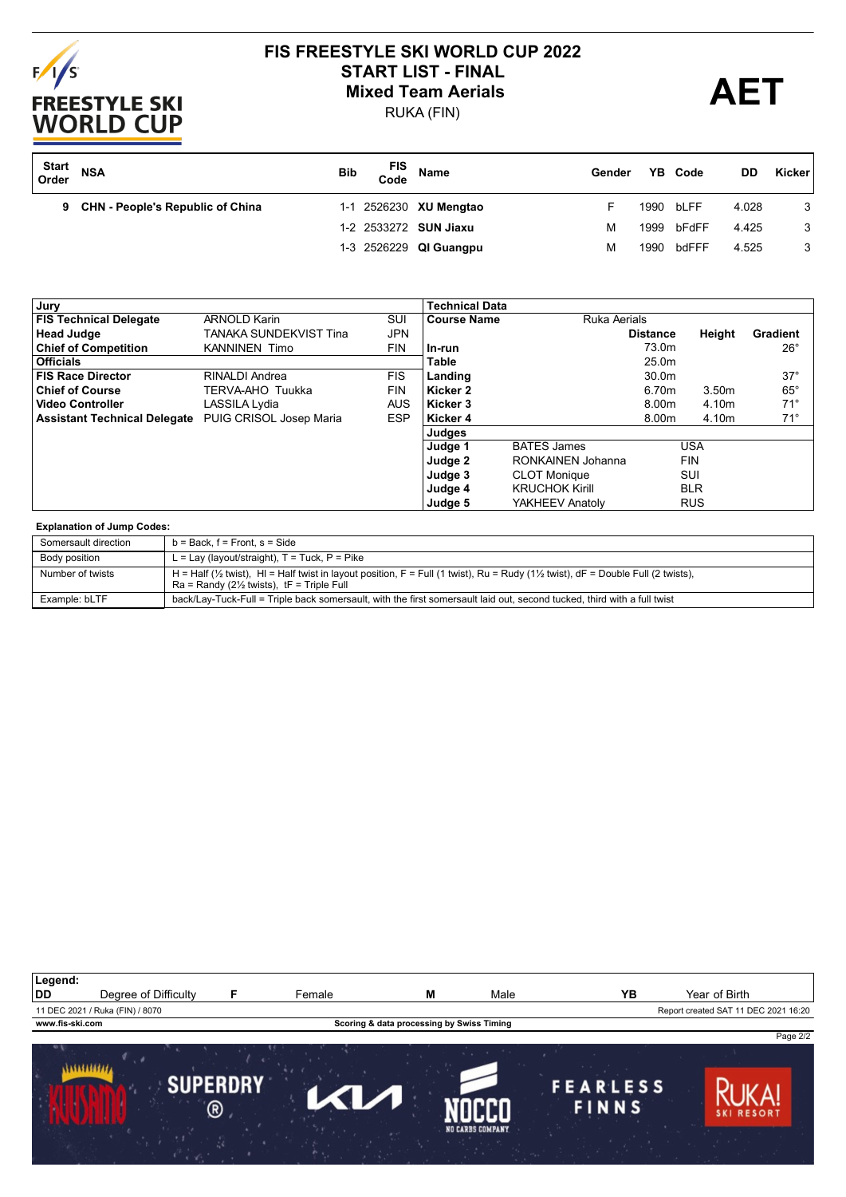# FIS FREESTYLE SKI WORLD CUP 2022

## START LIST - FINAL

## Mixed Team Aerials

RUKA (FIN)

**AET**

| Start Order | NSA | Bib | FIS Code | Name | Gender | YB | Code | DD | Kicker |
|---|---|---|---|---|---|---|---|---|---|
| 9 | CHN - People's Republic of China | 1-1 | 2526230 | **XU Mengtao** | F | 1990 | bLFF | 4.028 | 3 |
| | | 1-2 | 2533272 | **SUN Jiaxu** | M | 1999 | bFdFF | 4.425 | 3 |
| | | 1-3 | 2526229 | **QI Guangpu** | M | 1990 | bdFFF | 4.525 | 3 |

| Jury | | |
|---|---|---|
| **FIS Technical Delegate** | ARNOLD Karin | SUI |
| **Head Judge** | TANAKA SUNDEKVIST Tina | JPN |
| **Chief of Competition** | KANNINEN Timo | FIN |
| **Officials** | | |
| **FIS Race Director** | RINALDI Andrea | FIS |
| **Chief of Course** | TERVA-AHO Tuukka | FIN |
| **Video Controller** | LASSILA Lydia | AUS |
| **Assistant Technical Delegate** | PUIG CRISOL Josep Maria | ESP |

| Technical Data | | | |
|---|---|---|---|
| **Course Name** | Ruka Aerials | | |
| | **Distance** | **Height** | **Gradient** |
| **In-run** | 73.0m | | 26° |
| **Table** | 25.0m | | |
| **Landing** | 30.0m | | 37° |
| **Kicker 2** | 6.70m | 3.50m | 65° |
| **Kicker 3** | 8.00m | 4.10m | 71° |
| **Kicker 4** | 8.00m | 4.10m | 71° |

| Judges | | |
|---|---|---|
| **Judge 1** | BATES James | USA |
| **Judge 2** | RONKAINEN Johanna | FIN |
| **Judge 3** | CLOT Monique | SUI |
| **Judge 4** | KRUCHOK Kirill | BLR |
| **Judge 5** | YAKHEEV Anatoly | RUS |

**Explanation of Jump Codes:**

| | |
|---|---|
| Somersault direction | b = Back, f = Front, s = Side |
| Body position | L = Lay (layout/straight), T = Tuck, P = Pike |
| Number of twists | H = Half (½ twist), Hl = Half twist in layout position, F = Full (1 twist), Ru = Rudy (1½ twist), dF = Double Full (2 twists), Ra = Randy (2½ twists), tF = Triple Full |
| Example: bLTF | back/Lay-Tuck-Full = Triple back somersault, with the first somersault laid out, second tucked, third with a full twist |

**Legend:**

| | | | | | | | |
|---|---|---|---|---|---|---|---|
| **DD** | Degree of Difficulty | **F** | Female | **M** | Male | **YB** | Year of Birth |

11 DEC 2021 / Ruka (FIN) / 8070

Report created SAT 11 DEC 2021 16:20

www.fis-ski.com

Scoring & data processing by Swiss Timing